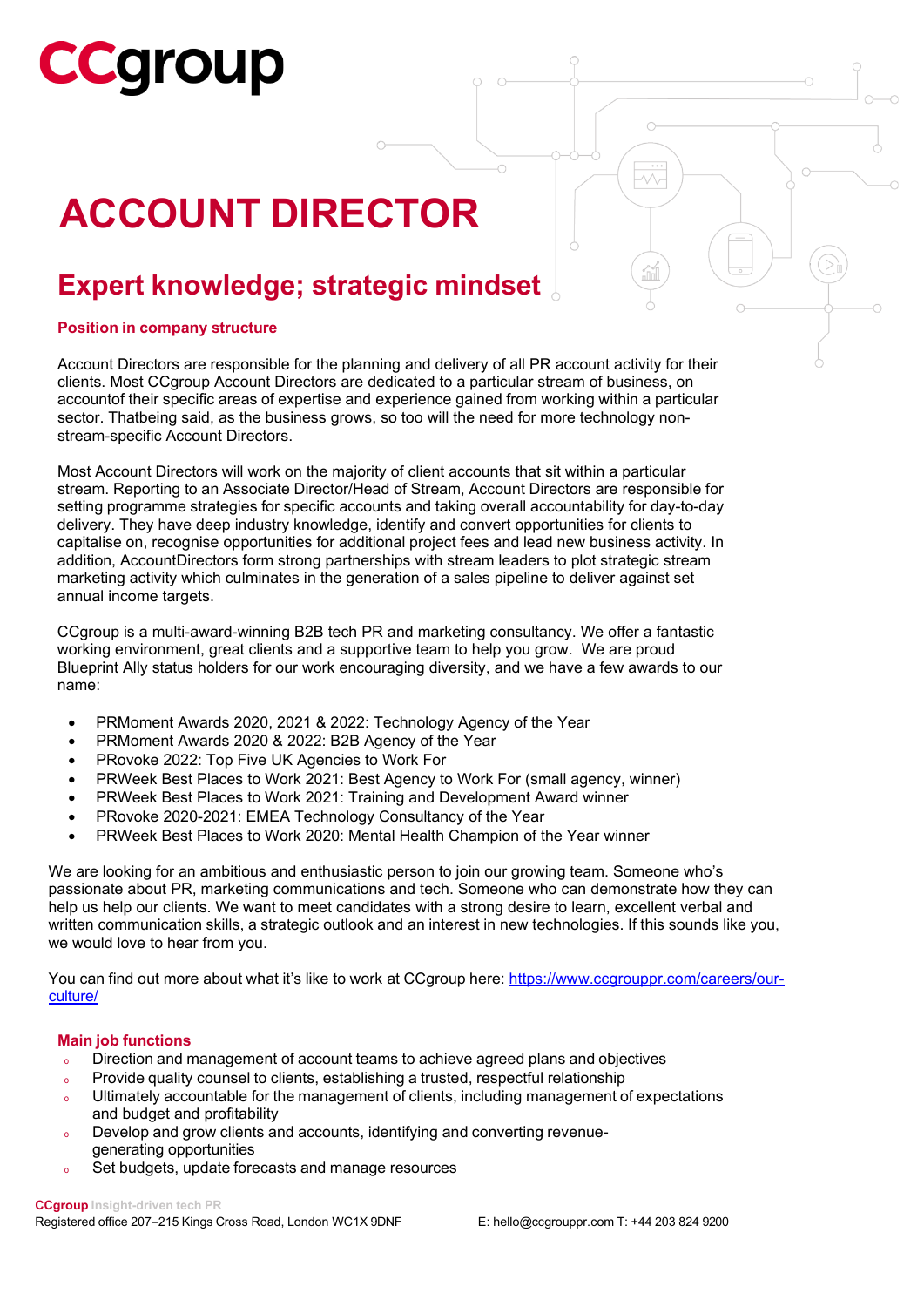# CCgroup

# ACCOUNT DIRECTOR

## Expert knowledge; strategic mindset

### Position in company structure

Account Directors are responsible for the planning and delivery of all PR account activity for their clients. Most CCgroup Account Directors are dedicated to a particular stream of business, on accountof their specific areas of expertise and experience gained from working within a particular sector. Thatbeing said, as the business grows, so too will the need for more technology non-stream-specific Account Directors.

Most Account Directors will work on the majority of client accounts that sit within a particular stream. Reporting to an Associate Director/Head of Stream, Account Directors are responsible for setting programme strategies for specific accounts and taking overall accountability for day-to-day delivery. They have deep industry knowledge, identify and convert opportunities for clients to capitalise on, recognise opportunities for additional project fees and lead new business activity. In addition, AccountDirectors form strong partnerships with stream leaders to plot strategic stream marketing activity which culminates in the generation of a sales pipeline to deliver against set annual income targets.

CCgroup is a multi-award-winning B2B tech PR and marketing consultancy. We offer a fantastic working environment, great clients and a supportive team to help you grow. We are proud Blueprint Ally status holders for our work encouraging diversity, and we have a few awards to our name:

- PRMoment Awards 2020, 2021 & 2022: Technology Agency of the Year
- PRMoment Awards 2020 & 2022: B2B Agency of the Year
- PRovoke 2022: Top Five UK Agencies to Work For
- PRWeek Best Places to Work 2021: Best Agency to Work For (small agency, winner)
- PRWeek Best Places to Work 2021: Training and Development Award winner
- PRovoke 2020-2021: EMEA Technology Consultancy of the Year
- PRWeek Best Places to Work 2020: Mental Health Champion of the Year winner

We are looking for an ambitious and enthusiastic person to join our growing team. Someone who's passionate about PR, marketing communications and tech. Someone who can demonstrate how they can help us help our clients. We want to meet candidates with a strong desire to learn, excellent verbal and written communication skills, a strategic outlook and an interest in new technologies. If this sounds like you, we would love to hear from you.

You can find out more about what it's like to work at CCgroup here: [https://www.ccgrouppr.com/careers/our-culture/](https://www.ccgrouppr.com/careers/our-culture/)

### Main job functions

- Direction and management of account teams to achieve agreed plans and objectives
- Provide quality counsel to clients, establishing a trusted, respectful relationship
- Ultimately accountable for the management of clients, including management of expectations and budget and profitability
- Develop and grow clients and accounts, identifying and converting revenue-generating opportunities
- Set budgets, update forecasts and manage resources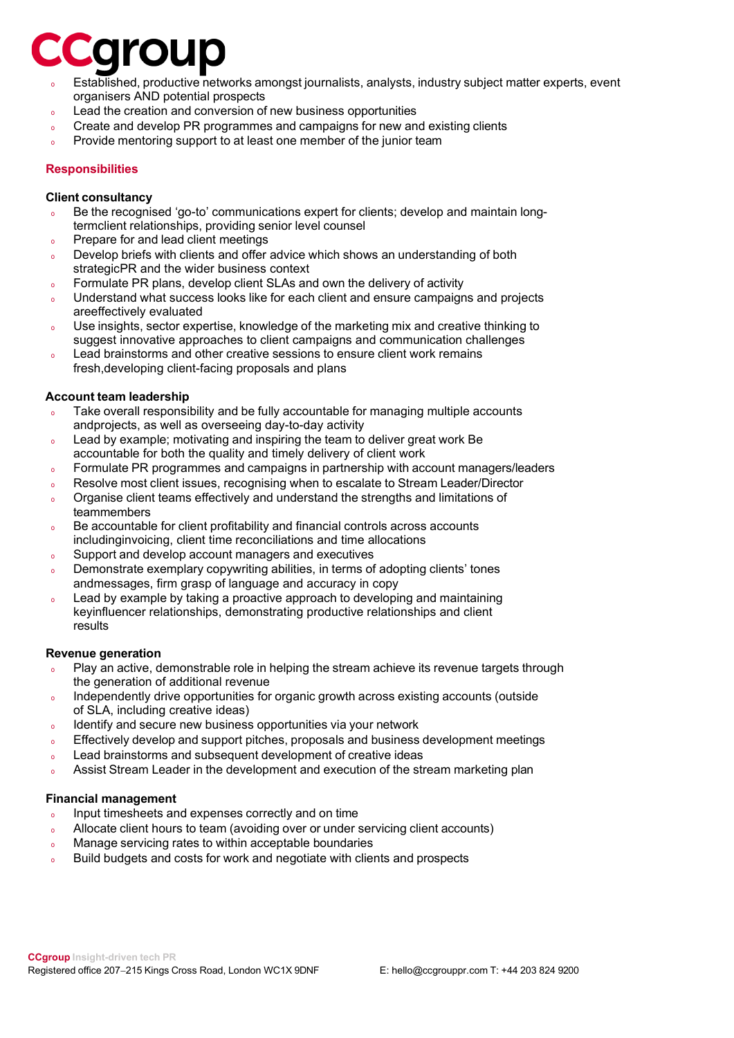- Established, productive networks amongst journalists, analysts, industry subject matter experts, event organisers AND potential prospects
- Lead the creation and conversion of new business opportunities
- Create and develop PR programmes and campaigns for new and existing clients
- Provide mentoring support to at least one member of the junior team

## Responsibilities

### Client consultancy

- Be the recognised 'go-to' communications expert for clients; develop and maintain long-termclient relationships, providing senior level counsel
- Prepare for and lead client meetings
- Develop briefs with clients and offer advice which shows an understanding of both strategicPR and the wider business context
- Formulate PR plans, develop client SLAs and own the delivery of activity
- Understand what success looks like for each client and ensure campaigns and projects areeffectively evaluated
- Use insights, sector expertise, knowledge of the marketing mix and creative thinking to suggest innovative approaches to client campaigns and communication challenges
- Lead brainstorms and other creative sessions to ensure client work remains fresh,developing client-facing proposals and plans

### Account team leadership

- Take overall responsibility and be fully accountable for managing multiple accounts andprojects, as well as overseeing day-to-day activity
- Lead by example; motivating and inspiring the team to deliver great work Be accountable for both the quality and timely delivery of client work
- Formulate PR programmes and campaigns in partnership with account managers/leaders
- Resolve most client issues, recognising when to escalate to Stream Leader/Director
- Organise client teams effectively and understand the strengths and limitations of teammembers
- Be accountable for client profitability and financial controls across accounts includinginvoicing, client time reconciliations and time allocations
- Support and develop account managers and executives
- Demonstrate exemplary copywriting abilities, in terms of adopting clients' tones andmessages, firm grasp of language and accuracy in copy
- Lead by example by taking a proactive approach to developing and maintaining keyinfluencer relationships, demonstrating productive relationships and client results

### Revenue generation

- Play an active, demonstrable role in helping the stream achieve its revenue targets through the generation of additional revenue
- Independently drive opportunities for organic growth across existing accounts (outside of SLA, including creative ideas)
- Identify and secure new business opportunities via your network
- Effectively develop and support pitches, proposals and business development meetings
- Lead brainstorms and subsequent development of creative ideas
- Assist Stream Leader in the development and execution of the stream marketing plan

### Financial management

- Input timesheets and expenses correctly and on time
- Allocate client hours to team (avoiding over or under servicing client accounts)
- Manage servicing rates to within acceptable boundaries
- Build budgets and costs for work and negotiate with clients and prospects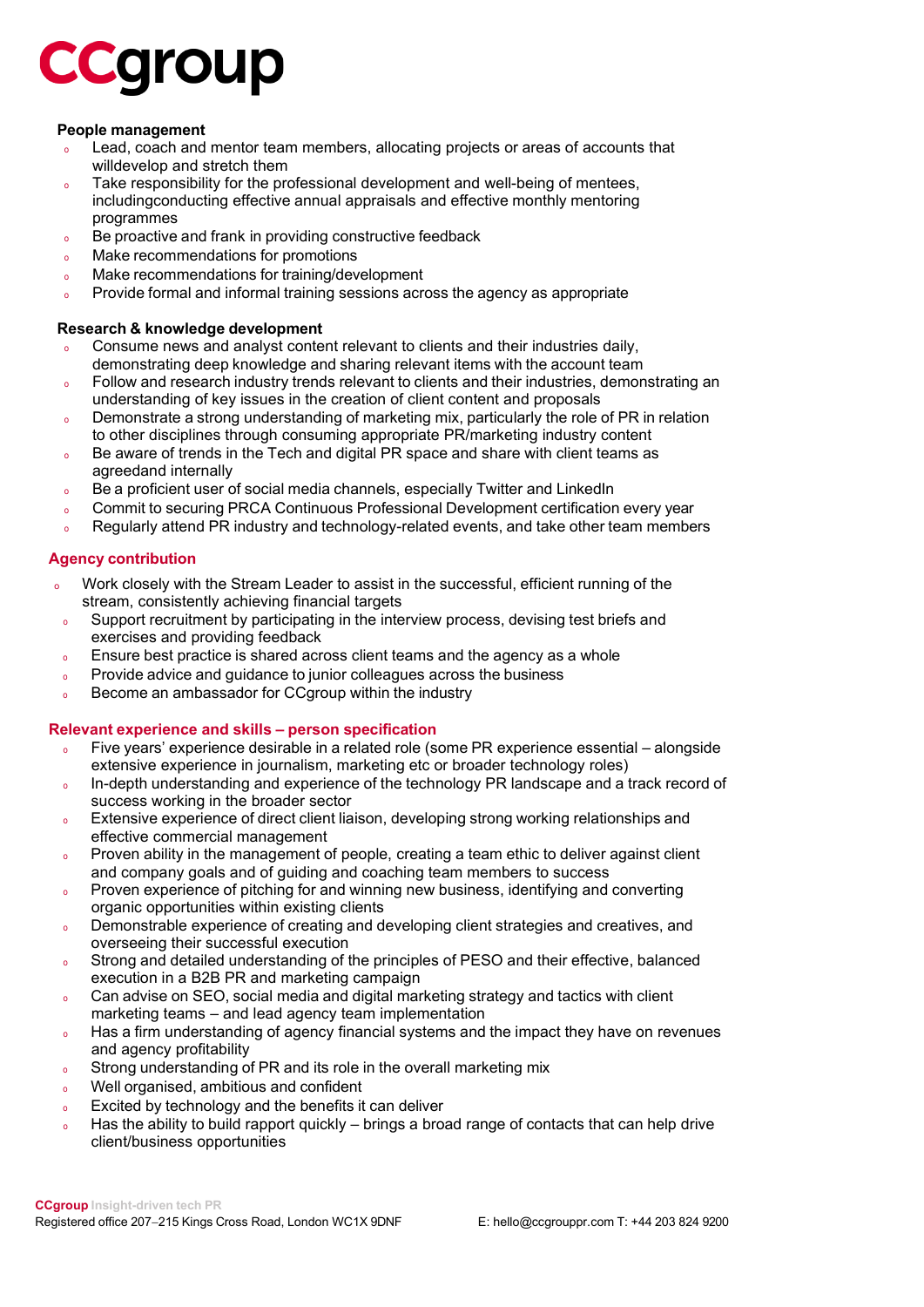### People management

- Lead, coach and mentor team members, allocating projects or areas of accounts that willdevelop and stretch them
- Take responsibility for the professional development and well-being of mentees, includingconducting effective annual appraisals and effective monthly mentoring programmes
- Be proactive and frank in providing constructive feedback
- Make recommendations for promotions
- Make recommendations for training/development
- Provide formal and informal training sessions across the agency as appropriate

### Research & knowledge development

- Consume news and analyst content relevant to clients and their industries daily, demonstrating deep knowledge and sharing relevant items with the account team
- Follow and research industry trends relevant to clients and their industries, demonstrating an understanding of key issues in the creation of client content and proposals
- Demonstrate a strong understanding of marketing mix, particularly the role of PR in relation to other disciplines through consuming appropriate PR/marketing industry content
- Be aware of trends in the Tech and digital PR space and share with client teams as agreedand internally
- Be a proficient user of social media channels, especially Twitter and LinkedIn
- Commit to securing PRCA Continuous Professional Development certification every year
- Regularly attend PR industry and technology-related events, and take other team members

## Agency contribution

- Work closely with the Stream Leader to assist in the successful, efficient running of the stream, consistently achieving financial targets
- Support recruitment by participating in the interview process, devising test briefs and exercises and providing feedback
- Ensure best practice is shared across client teams and the agency as a whole
- Provide advice and guidance to junior colleagues across the business
- Become an ambassador for CCgroup within the industry

## Relevant experience and skills – person specification

- Five years' experience desirable in a related role (some PR experience essential – alongside extensive experience in journalism, marketing etc or broader technology roles)
- In-depth understanding and experience of the technology PR landscape and a track record of success working in the broader sector
- Extensive experience of direct client liaison, developing strong working relationships and effective commercial management
- Proven ability in the management of people, creating a team ethic to deliver against client and company goals and of guiding and coaching team members to success
- Proven experience of pitching for and winning new business, identifying and converting organic opportunities within existing clients
- Demonstrable experience of creating and developing client strategies and creatives, and overseeing their successful execution
- Strong and detailed understanding of the principles of PESO and their effective, balanced execution in a B2B PR and marketing campaign
- Can advise on SEO, social media and digital marketing strategy and tactics with client marketing teams – and lead agency team implementation
- Has a firm understanding of agency financial systems and the impact they have on revenues and agency profitability
- Strong understanding of PR and its role in the overall marketing mix
- Well organised, ambitious and confident
- Excited by technology and the benefits it can deliver
- Has the ability to build rapport quickly – brings a broad range of contacts that can help drive client/business opportunities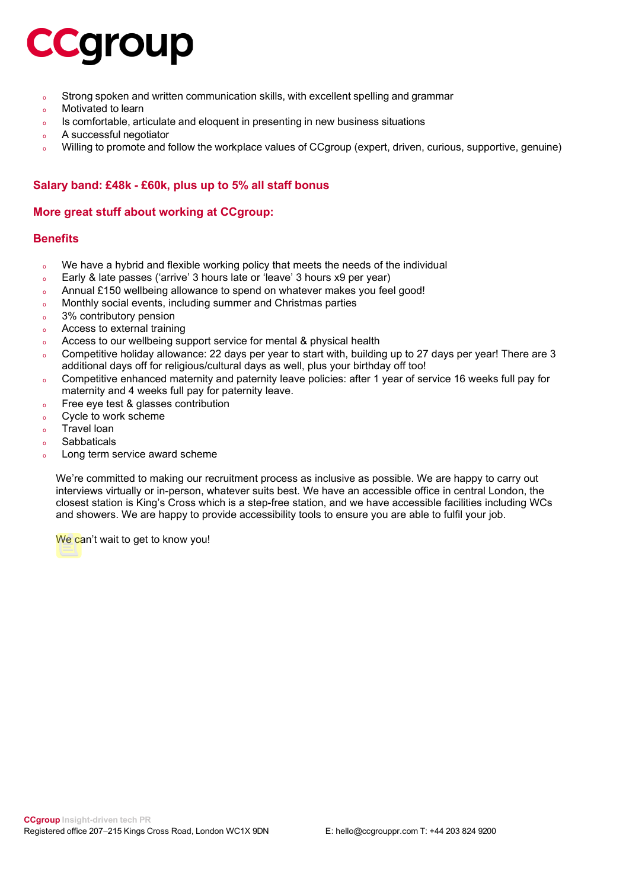- Strong spoken and written communication skills, with excellent spelling and grammar
- Motivated to learn
- Is comfortable, articulate and eloquent in presenting in new business situations
- A successful negotiator
- Willing to promote and follow the workplace values of CCgroup (expert, driven, curious, supportive, genuine)

**Salary band: £48k - £60k, plus up to 5% all staff bonus**

## More great stuff about working at CCgroup:

## Benefits

- We have a hybrid and flexible working policy that meets the needs of the individual
- Early & late passes ('arrive' 3 hours late or 'leave' 3 hours x9 per year)
- Annual £150 wellbeing allowance to spend on whatever makes you feel good!
- Monthly social events, including summer and Christmas parties
- 3% contributory pension
- Access to external training
- Access to our wellbeing support service for mental & physical health
- Competitive holiday allowance: 22 days per year to start with, building up to 27 days per year! There are 3 additional days off for religious/cultural days as well, plus your birthday off too!
- Competitive enhanced maternity and paternity leave policies: after 1 year of service 16 weeks full pay for maternity and 4 weeks full pay for paternity leave.
- Free eye test & glasses contribution
- Cycle to work scheme
- Travel loan
- Sabbaticals
- Long term service award scheme

We're committed to making our recruitment process as inclusive as possible. We are happy to carry out interviews virtually or in-person, whatever suits best. We have an accessible office in central London, the closest station is King's Cross which is a step-free station, and we have accessible facilities including WCs and showers. We are happy to provide accessibility tools to ensure you are able to fulfil your job.

We can't wait to get to know you!